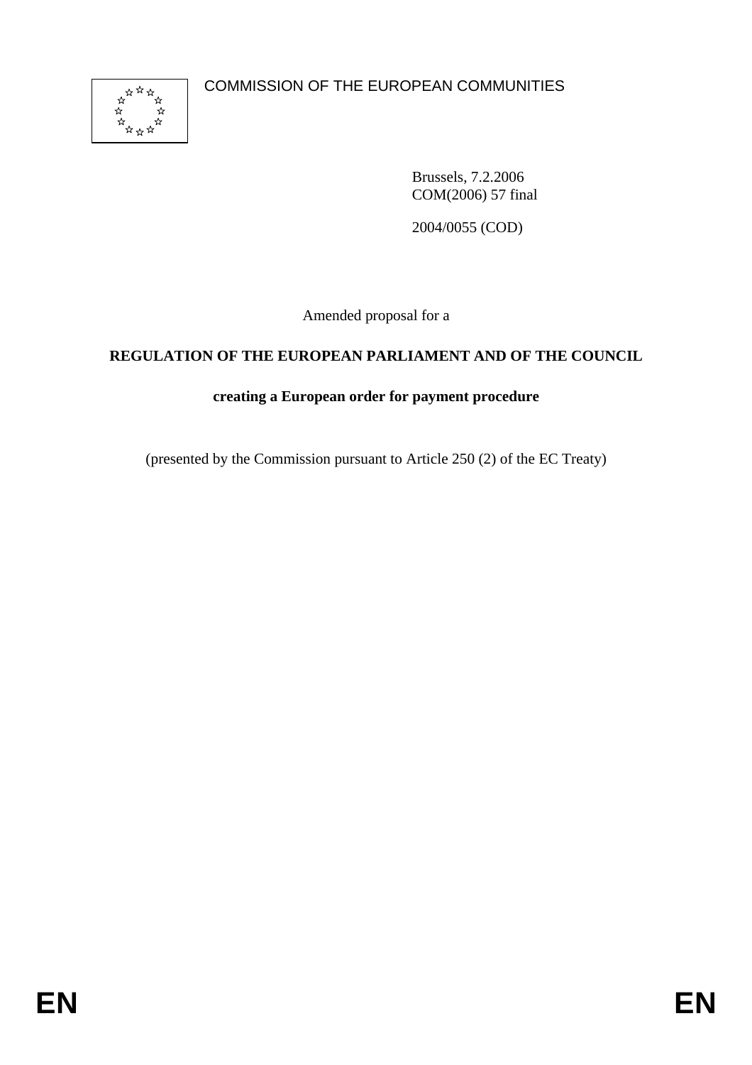COMMISSION OF THE EUROPEAN COMMUNITIES

Brussels, 7.2.2006
COM(2006) 57 final

2004/0055 (COD)

Amended proposal for a

**REGULATION OF THE EUROPEAN PARLIAMENT AND OF THE COUNCIL**

**creating a European order for payment procedure**

(presented by the Commission pursuant to Article 250 (2) of the EC Treaty)

**EN** **EN**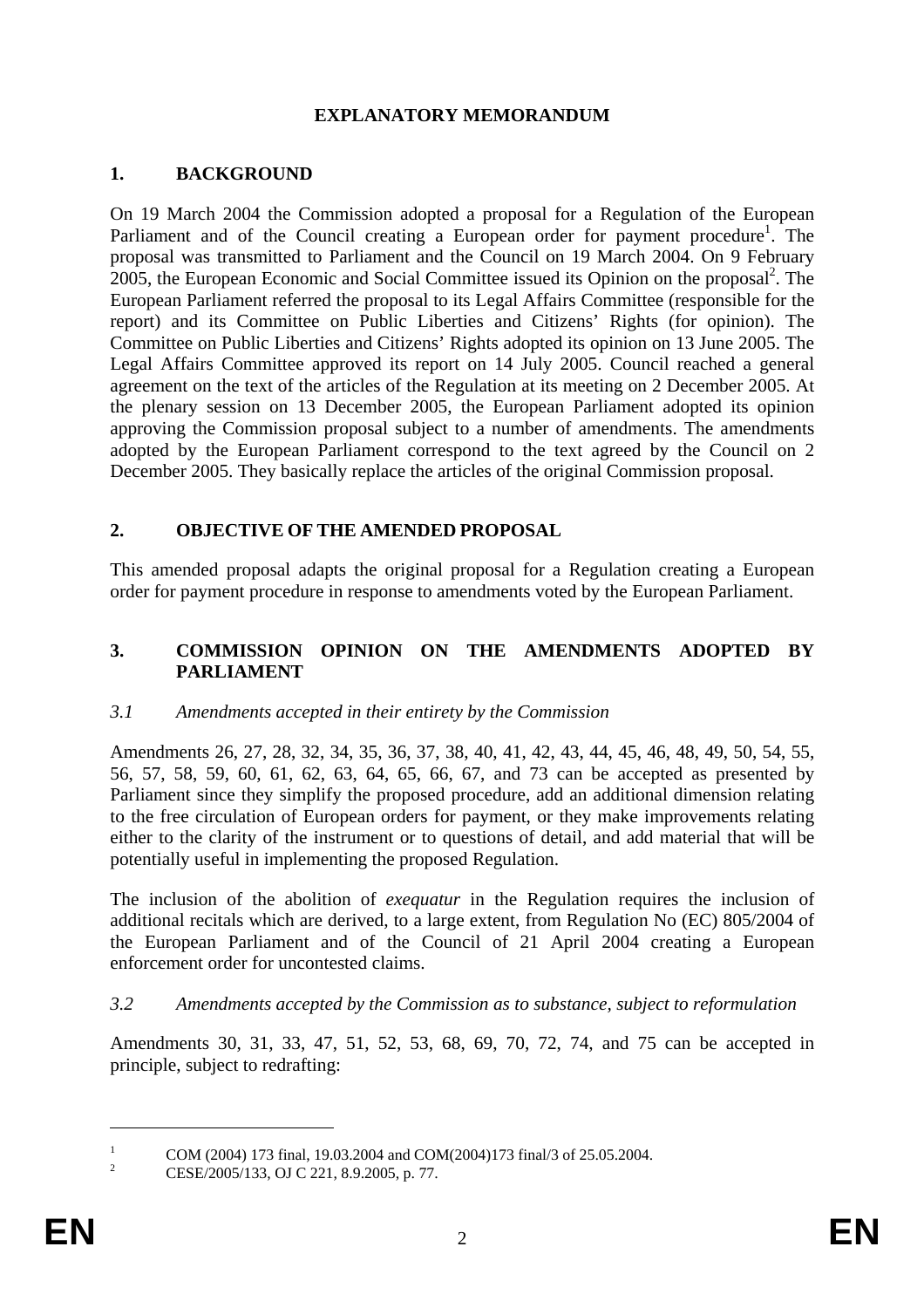# EXPLANATORY MEMORANDUM

## 1. BACKGROUND

On 19 March 2004 the Commission adopted a proposal for a Regulation of the European Parliament and of the Council creating a European order for payment procedure[1]. The proposal was transmitted to Parliament and the Council on 19 March 2004. On 9 February 2005, the European Economic and Social Committee issued its Opinion on the proposal[2]. The European Parliament referred the proposal to its Legal Affairs Committee (responsible for the report) and its Committee on Public Liberties and Citizens' Rights (for opinion). The Committee on Public Liberties and Citizens' Rights adopted its opinion on 13 June 2005. The Legal Affairs Committee approved its report on 14 July 2005. Council reached a general agreement on the text of the articles of the Regulation at its meeting on 2 December 2005. At the plenary session on 13 December 2005, the European Parliament adopted its opinion approving the Commission proposal subject to a number of amendments. The amendments adopted by the European Parliament correspond to the text agreed by the Council on 2 December 2005. They basically replace the articles of the original Commission proposal.

## 2. OBJECTIVE OF THE AMENDED PROPOSAL

This amended proposal adapts the original proposal for a Regulation creating a European order for payment procedure in response to amendments voted by the European Parliament.

## 3. COMMISSION OPINION ON THE AMENDMENTS ADOPTED BY PARLIAMENT

### *3.1 Amendments accepted in their entirety by the Commission*

Amendments 26, 27, 28, 32, 34, 35, 36, 37, 38, 40, 41, 42, 43, 44, 45, 46, 48, 49, 50, 54, 55, 56, 57, 58, 59, 60, 61, 62, 63, 64, 65, 66, 67, and 73 can be accepted as presented by Parliament since they simplify the proposed procedure, add an additional dimension relating to the free circulation of European orders for payment, or they make improvements relating either to the clarity of the instrument or to questions of detail, and add material that will be potentially useful in implementing the proposed Regulation.

The inclusion of the abolition of *exequatur* in the Regulation requires the inclusion of additional recitals which are derived, to a large extent, from Regulation No (EC) 805/2004 of the European Parliament and of the Council of 21 April 2004 creating a European enforcement order for uncontested claims.

### *3.2 Amendments accepted by the Commission as to substance, subject to reformulation*

Amendments 30, 31, 33, 47, 51, 52, 53, 68, 69, 70, 72, 74, and 75 can be accepted in principle, subject to redrafting:

---

[1] COM (2004) 173 final, 19.03.2004 and COM(2004)173 final/3 of 25.05.2004.

[2] CESE/2005/133, OJ C 221, 8.9.2005, p. 77.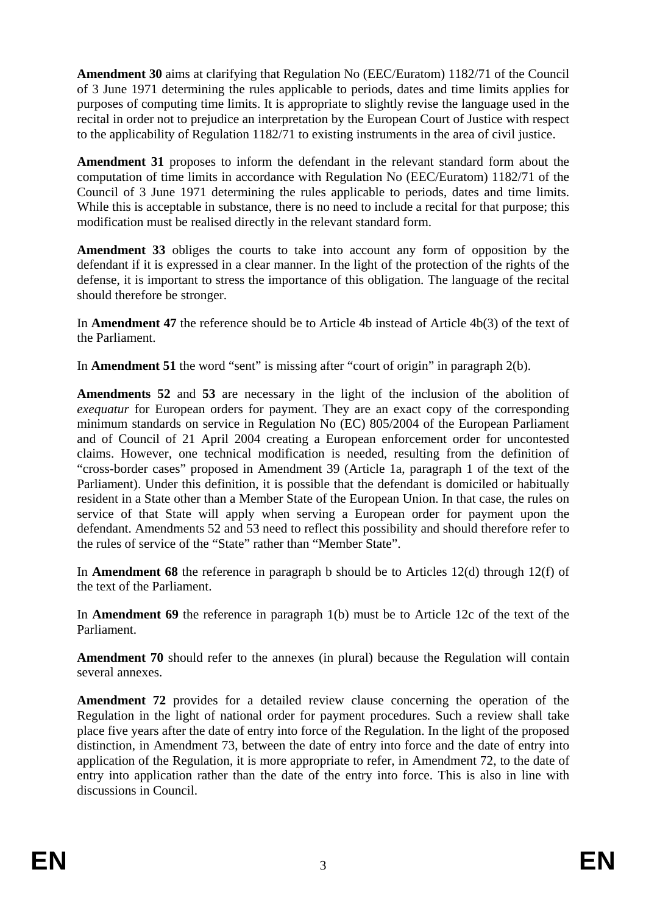**Amendment 30** aims at clarifying that Regulation No (EEC/Euratom) 1182/71 of the Council of 3 June 1971 determining the rules applicable to periods, dates and time limits applies for purposes of computing time limits. It is appropriate to slightly revise the language used in the recital in order not to prejudice an interpretation by the European Court of Justice with respect to the applicability of Regulation 1182/71 to existing instruments in the area of civil justice.

**Amendment 31** proposes to inform the defendant in the relevant standard form about the computation of time limits in accordance with Regulation No (EEC/Euratom) 1182/71 of the Council of 3 June 1971 determining the rules applicable to periods, dates and time limits. While this is acceptable in substance, there is no need to include a recital for that purpose; this modification must be realised directly in the relevant standard form.

**Amendment 33** obliges the courts to take into account any form of opposition by the defendant if it is expressed in a clear manner. In the light of the protection of the rights of the defense, it is important to stress the importance of this obligation. The language of the recital should therefore be stronger.

In **Amendment 47** the reference should be to Article 4b instead of Article 4b(3) of the text of the Parliament.

In **Amendment 51** the word "sent" is missing after "court of origin" in paragraph 2(b).

**Amendments 52** and **53** are necessary in the light of the inclusion of the abolition of *exequatur* for European orders for payment. They are an exact copy of the corresponding minimum standards on service in Regulation No (EC) 805/2004 of the European Parliament and of Council of 21 April 2004 creating a European enforcement order for uncontested claims. However, one technical modification is needed, resulting from the definition of "cross-border cases" proposed in Amendment 39 (Article 1a, paragraph 1 of the text of the Parliament). Under this definition, it is possible that the defendant is domiciled or habitually resident in a State other than a Member State of the European Union. In that case, the rules on service of that State will apply when serving a European order for payment upon the defendant. Amendments 52 and 53 need to reflect this possibility and should therefore refer to the rules of service of the "State" rather than "Member State".

In **Amendment 68** the reference in paragraph b should be to Articles 12(d) through 12(f) of the text of the Parliament.

In **Amendment 69** the reference in paragraph 1(b) must be to Article 12c of the text of the Parliament.

**Amendment 70** should refer to the annexes (in plural) because the Regulation will contain several annexes.

**Amendment 72** provides for a detailed review clause concerning the operation of the Regulation in the light of national order for payment procedures. Such a review shall take place five years after the date of entry into force of the Regulation. In the light of the proposed distinction, in Amendment 73, between the date of entry into force and the date of entry into application of the Regulation, it is more appropriate to refer, in Amendment 72, to the date of entry into application rather than the date of the entry into force. This is also in line with discussions in Council.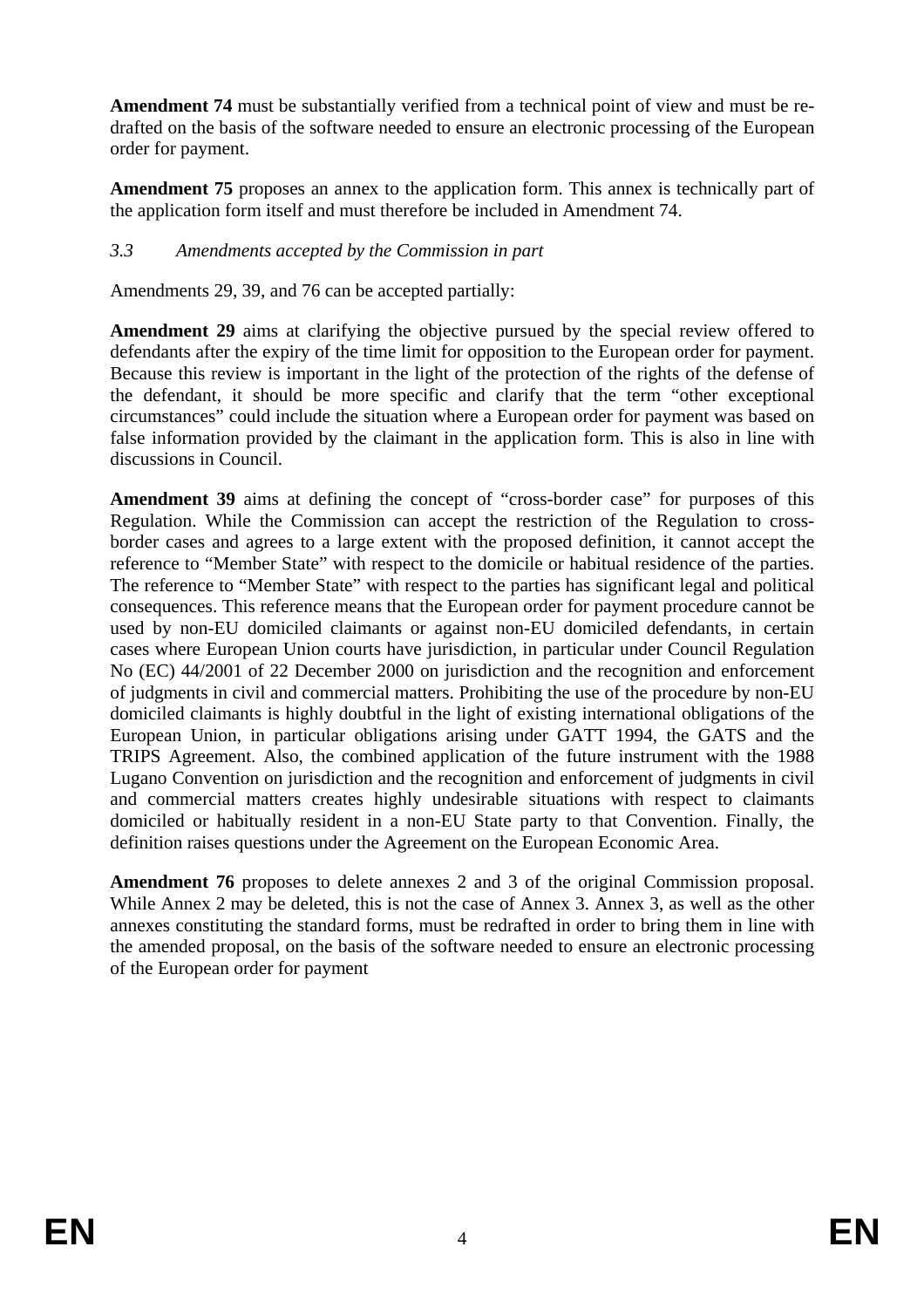**Amendment 74** must be substantially verified from a technical point of view and must be re-drafted on the basis of the software needed to ensure an electronic processing of the European order for payment.

**Amendment 75** proposes an annex to the application form. This annex is technically part of the application form itself and must therefore be included in Amendment 74.

### *3.3 Amendments accepted by the Commission in part*

Amendments 29, 39, and 76 can be accepted partially:

**Amendment 29** aims at clarifying the objective pursued by the special review offered to defendants after the expiry of the time limit for opposition to the European order for payment. Because this review is important in the light of the protection of the rights of the defense of the defendant, it should be more specific and clarify that the term "other exceptional circumstances" could include the situation where a European order for payment was based on false information provided by the claimant in the application form. This is also in line with discussions in Council.

**Amendment 39** aims at defining the concept of "cross-border case" for purposes of this Regulation. While the Commission can accept the restriction of the Regulation to cross-border cases and agrees to a large extent with the proposed definition, it cannot accept the reference to "Member State" with respect to the domicile or habitual residence of the parties. The reference to "Member State" with respect to the parties has significant legal and political consequences. This reference means that the European order for payment procedure cannot be used by non-EU domiciled claimants or against non-EU domiciled defendants, in certain cases where European Union courts have jurisdiction, in particular under Council Regulation No (EC) 44/2001 of 22 December 2000 on jurisdiction and the recognition and enforcement of judgments in civil and commercial matters. Prohibiting the use of the procedure by non-EU domiciled claimants is highly doubtful in the light of existing international obligations of the European Union, in particular obligations arising under GATT 1994, the GATS and the TRIPS Agreement. Also, the combined application of the future instrument with the 1988 Lugano Convention on jurisdiction and the recognition and enforcement of judgments in civil and commercial matters creates highly undesirable situations with respect to claimants domiciled or habitually resident in a non-EU State party to that Convention. Finally, the definition raises questions under the Agreement on the European Economic Area.

**Amendment 76** proposes to delete annexes 2 and 3 of the original Commission proposal. While Annex 2 may be deleted, this is not the case of Annex 3. Annex 3, as well as the other annexes constituting the standard forms, must be redrafted in order to bring them in line with the amended proposal, on the basis of the software needed to ensure an electronic processing of the European order for payment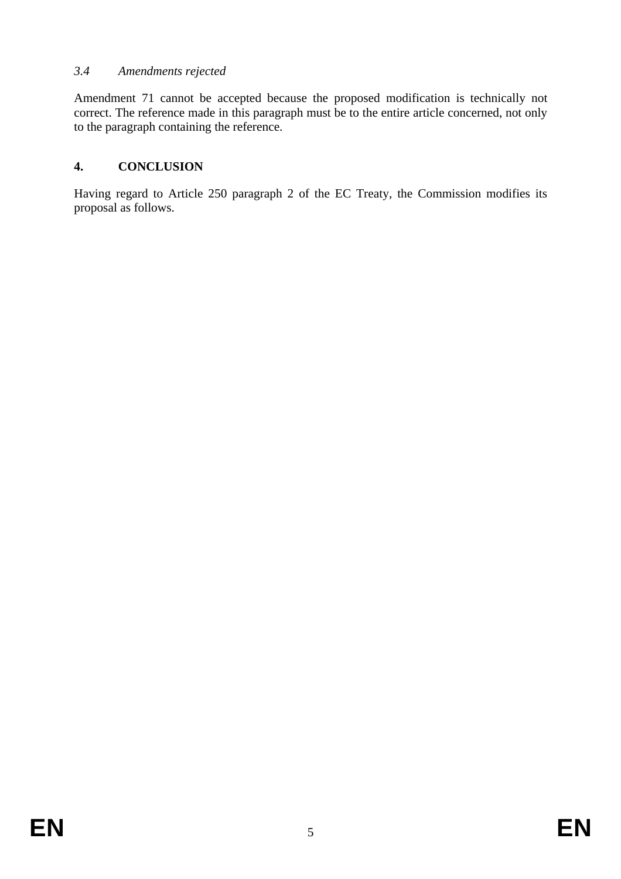### *3.4 Amendments rejected*

Amendment 71 cannot be accepted because the proposed modification is technically not correct. The reference made in this paragraph must be to the entire article concerned, not only to the paragraph containing the reference.

## 4. CONCLUSION

Having regard to Article 250 paragraph 2 of the EC Treaty, the Commission modifies its proposal as follows.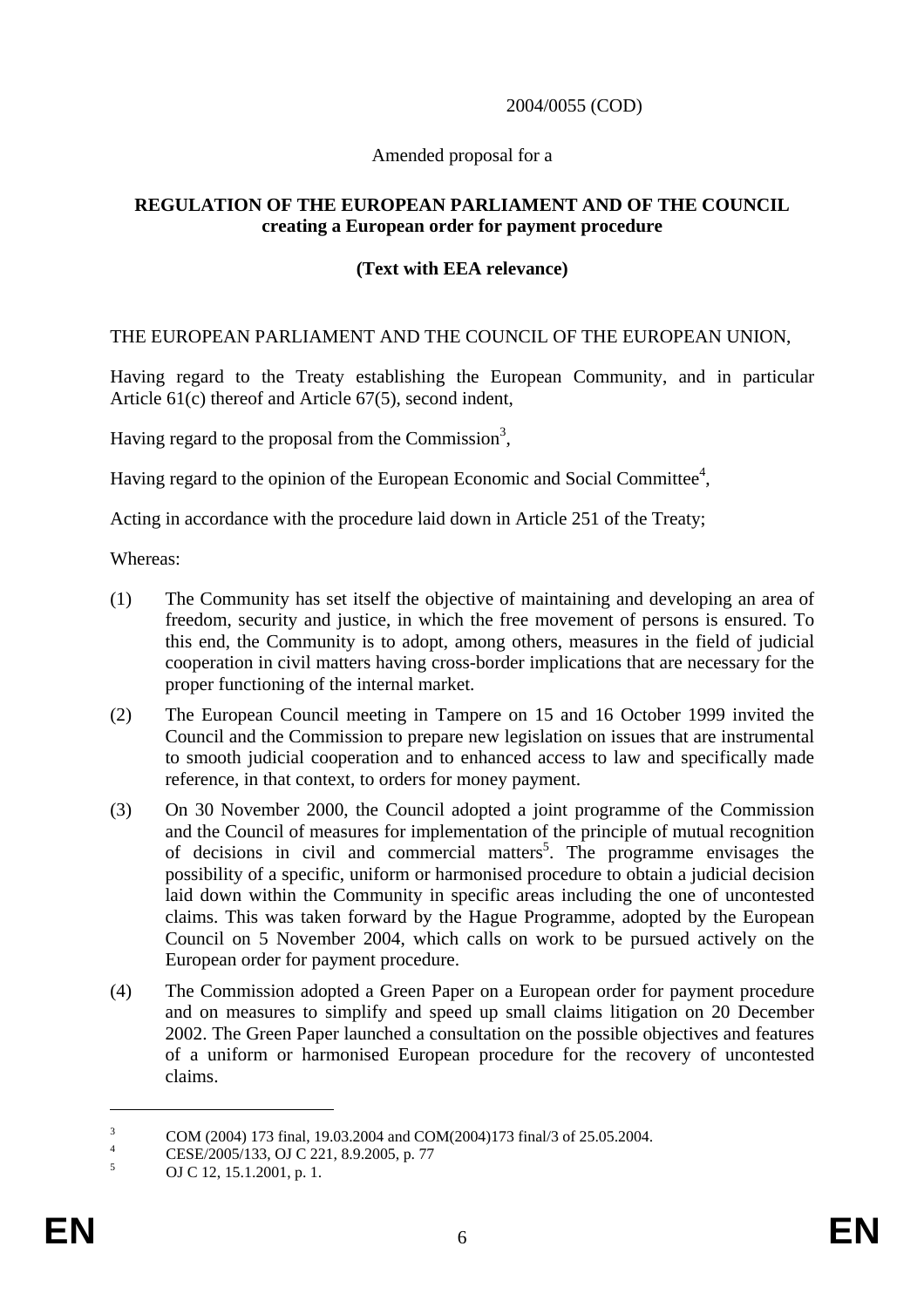2004/0055 (COD)

Amended proposal for a

**REGULATION OF THE EUROPEAN PARLIAMENT AND OF THE COUNCIL creating a European order for payment procedure**

**(Text with EEA relevance)**

THE EUROPEAN PARLIAMENT AND THE COUNCIL OF THE EUROPEAN UNION,

Having regard to the Treaty establishing the European Community, and in particular Article 61(c) thereof and Article 67(5), second indent,

Having regard to the proposal from the Commission[3],

Having regard to the opinion of the European Economic and Social Committee[4],

Acting in accordance with the procedure laid down in Article 251 of the Treaty;

Whereas:

(1) The Community has set itself the objective of maintaining and developing an area of freedom, security and justice, in which the free movement of persons is ensured. To this end, the Community is to adopt, among others, measures in the field of judicial cooperation in civil matters having cross-border implications that are necessary for the proper functioning of the internal market.

(2) The European Council meeting in Tampere on 15 and 16 October 1999 invited the Council and the Commission to prepare new legislation on issues that are instrumental to smooth judicial cooperation and to enhanced access to law and specifically made reference, in that context, to orders for money payment.

(3) On 30 November 2000, the Council adopted a joint programme of the Commission and the Council of measures for implementation of the principle of mutual recognition of decisions in civil and commercial matters[5]. The programme envisages the possibility of a specific, uniform or harmonised procedure to obtain a judicial decision laid down within the Community in specific areas including the one of uncontested claims. This was taken forward by the Hague Programme, adopted by the European Council on 5 November 2004, which calls on work to be pursued actively on the European order for payment procedure.

(4) The Commission adopted a Green Paper on a European order for payment procedure and on measures to simplify and speed up small claims litigation on 20 December 2002. The Green Paper launched a consultation on the possible objectives and features of a uniform or harmonised European procedure for the recovery of uncontested claims.

---

[3] COM (2004) 173 final, 19.03.2004 and COM(2004)173 final/3 of 25.05.2004.

[4] CESE/2005/133, OJ C 221, 8.9.2005, p. 77

[5] OJ C 12, 15.1.2001, p. 1.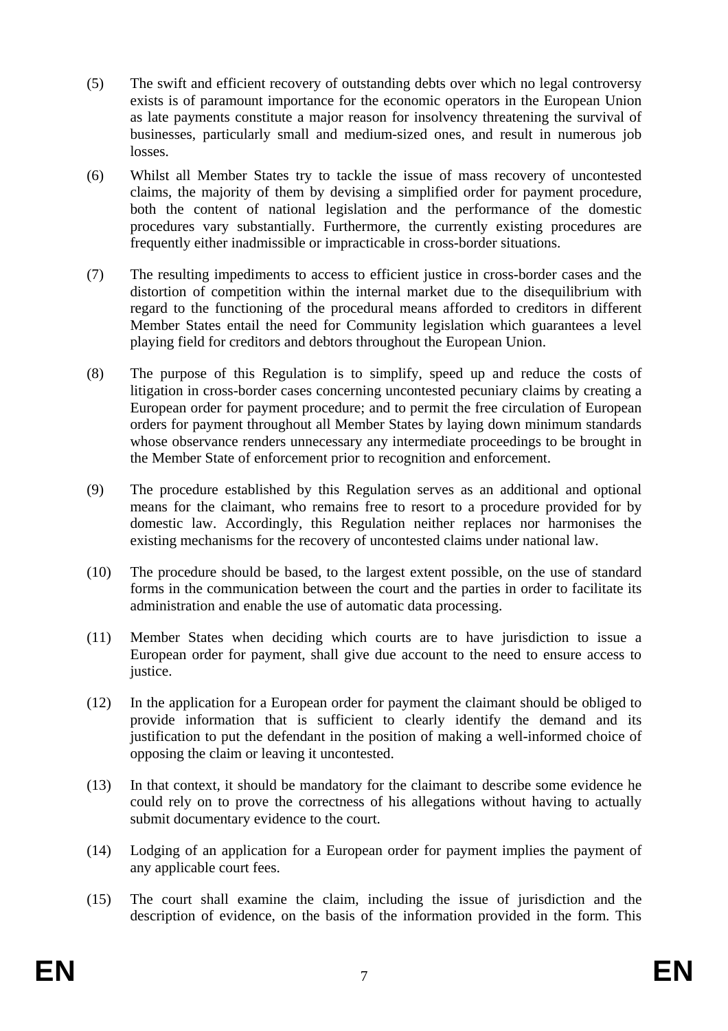(5) The swift and efficient recovery of outstanding debts over which no legal controversy exists is of paramount importance for the economic operators in the European Union as late payments constitute a major reason for insolvency threatening the survival of businesses, particularly small and medium-sized ones, and result in numerous job losses.

(6) Whilst all Member States try to tackle the issue of mass recovery of uncontested claims, the majority of them by devising a simplified order for payment procedure, both the content of national legislation and the performance of the domestic procedures vary substantially. Furthermore, the currently existing procedures are frequently either inadmissible or impracticable in cross-border situations.

(7) The resulting impediments to access to efficient justice in cross-border cases and the distortion of competition within the internal market due to the disequilibrium with regard to the functioning of the procedural means afforded to creditors in different Member States entail the need for Community legislation which guarantees a level playing field for creditors and debtors throughout the European Union.

(8) The purpose of this Regulation is to simplify, speed up and reduce the costs of litigation in cross-border cases concerning uncontested pecuniary claims by creating a European order for payment procedure; and to permit the free circulation of European orders for payment throughout all Member States by laying down minimum standards whose observance renders unnecessary any intermediate proceedings to be brought in the Member State of enforcement prior to recognition and enforcement.

(9) The procedure established by this Regulation serves as an additional and optional means for the claimant, who remains free to resort to a procedure provided for by domestic law. Accordingly, this Regulation neither replaces nor harmonises the existing mechanisms for the recovery of uncontested claims under national law.

(10) The procedure should be based, to the largest extent possible, on the use of standard forms in the communication between the court and the parties in order to facilitate its administration and enable the use of automatic data processing.

(11) Member States when deciding which courts are to have jurisdiction to issue a European order for payment, shall give due account to the need to ensure access to justice.

(12) In the application for a European order for payment the claimant should be obliged to provide information that is sufficient to clearly identify the demand and its justification to put the defendant in the position of making a well-informed choice of opposing the claim or leaving it uncontested.

(13) In that context, it should be mandatory for the claimant to describe some evidence he could rely on to prove the correctness of his allegations without having to actually submit documentary evidence to the court.

(14) Lodging of an application for a European order for payment implies the payment of any applicable court fees.

(15) The court shall examine the claim, including the issue of jurisdiction and the description of evidence, on the basis of the information provided in the form. This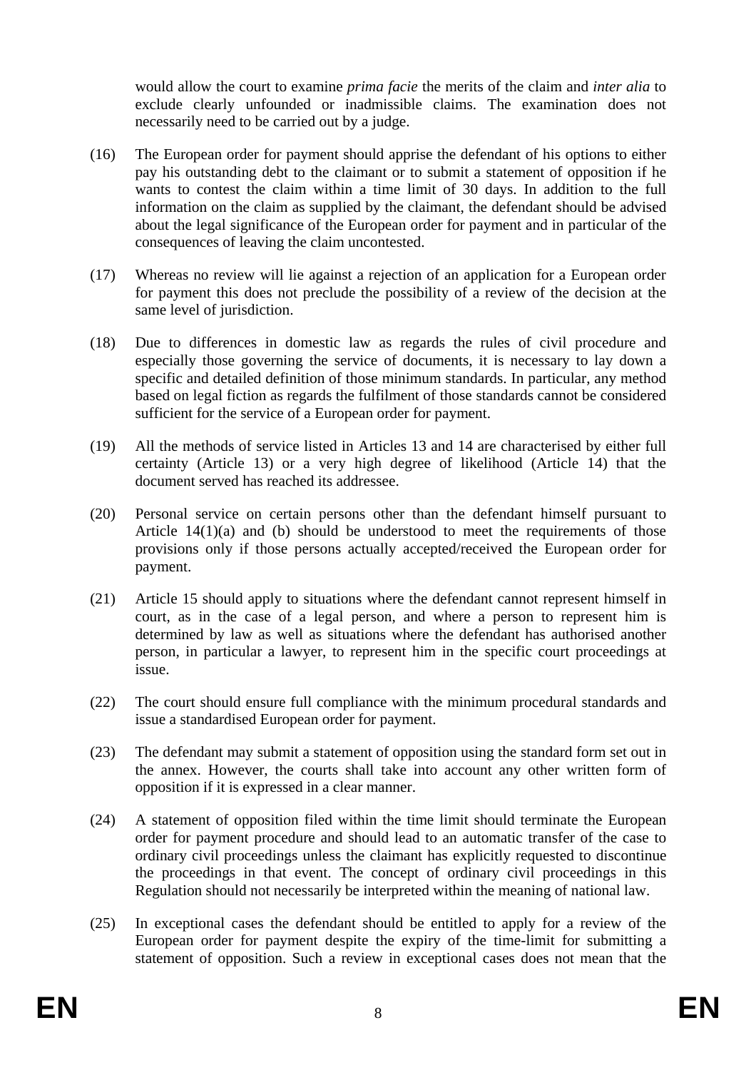would allow the court to examine *prima facie* the merits of the claim and *inter alia* to exclude clearly unfounded or inadmissible claims. The examination does not necessarily need to be carried out by a judge.

(16) The European order for payment should apprise the defendant of his options to either pay his outstanding debt to the claimant or to submit a statement of opposition if he wants to contest the claim within a time limit of 30 days. In addition to the full information on the claim as supplied by the claimant, the defendant should be advised about the legal significance of the European order for payment and in particular of the consequences of leaving the claim uncontested.

(17) Whereas no review will lie against a rejection of an application for a European order for payment this does not preclude the possibility of a review of the decision at the same level of jurisdiction.

(18) Due to differences in domestic law as regards the rules of civil procedure and especially those governing the service of documents, it is necessary to lay down a specific and detailed definition of those minimum standards. In particular, any method based on legal fiction as regards the fulfilment of those standards cannot be considered sufficient for the service of a European order for payment.

(19) All the methods of service listed in Articles 13 and 14 are characterised by either full certainty (Article 13) or a very high degree of likelihood (Article 14) that the document served has reached its addressee.

(20) Personal service on certain persons other than the defendant himself pursuant to Article 14(1)(a) and (b) should be understood to meet the requirements of those provisions only if those persons actually accepted/received the European order for payment.

(21) Article 15 should apply to situations where the defendant cannot represent himself in court, as in the case of a legal person, and where a person to represent him is determined by law as well as situations where the defendant has authorised another person, in particular a lawyer, to represent him in the specific court proceedings at issue.

(22) The court should ensure full compliance with the minimum procedural standards and issue a standardised European order for payment.

(23) The defendant may submit a statement of opposition using the standard form set out in the annex. However, the courts shall take into account any other written form of opposition if it is expressed in a clear manner.

(24) A statement of opposition filed within the time limit should terminate the European order for payment procedure and should lead to an automatic transfer of the case to ordinary civil proceedings unless the claimant has explicitly requested to discontinue the proceedings in that event. The concept of ordinary civil proceedings in this Regulation should not necessarily be interpreted within the meaning of national law.

(25) In exceptional cases the defendant should be entitled to apply for a review of the European order for payment despite the expiry of the time-limit for submitting a statement of opposition. Such a review in exceptional cases does not mean that the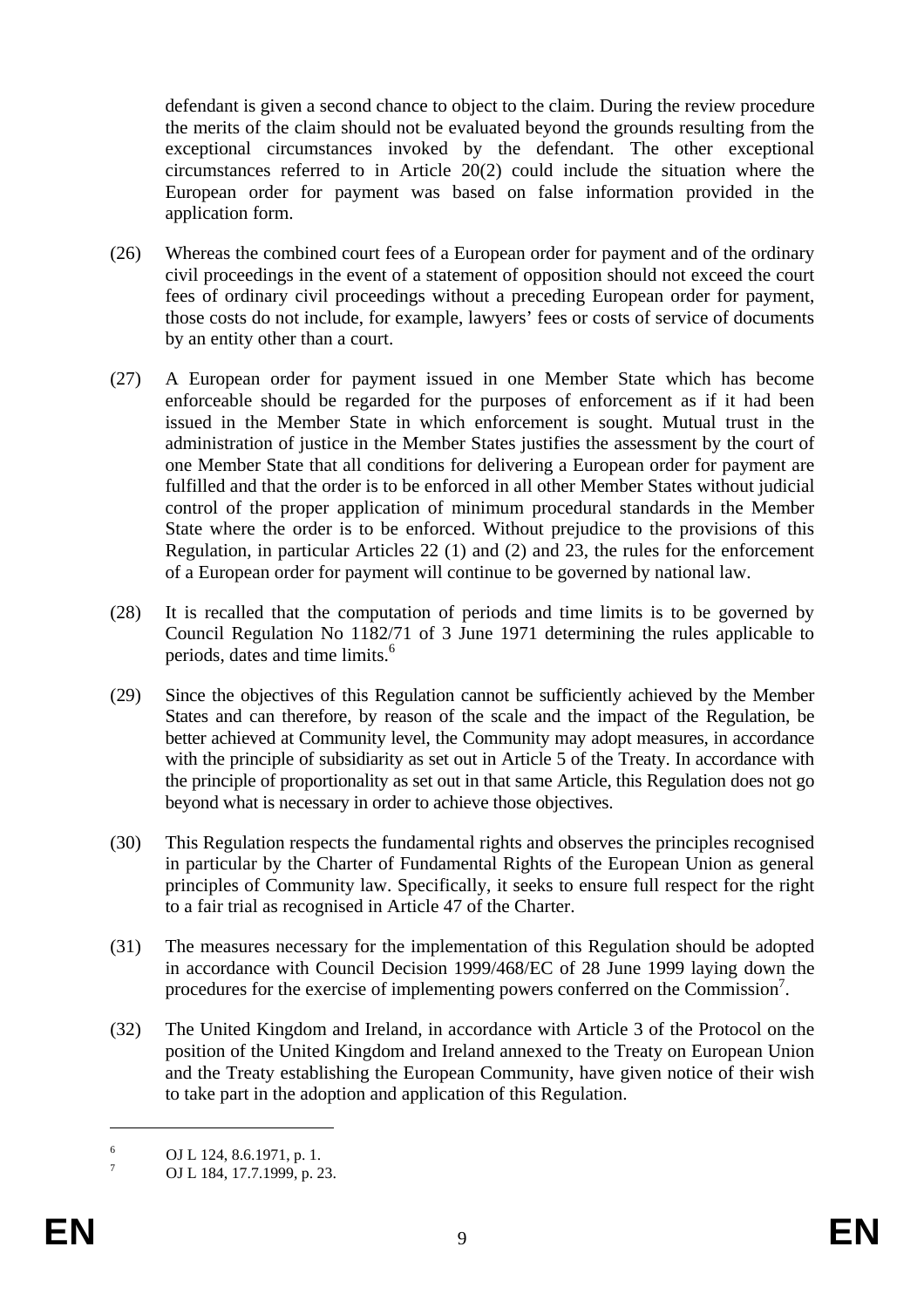defendant is given a second chance to object to the claim. During the review procedure the merits of the claim should not be evaluated beyond the grounds resulting from the exceptional circumstances invoked by the defendant. The other exceptional circumstances referred to in Article 20(2) could include the situation where the European order for payment was based on false information provided in the application form.

(26) Whereas the combined court fees of a European order for payment and of the ordinary civil proceedings in the event of a statement of opposition should not exceed the court fees of ordinary civil proceedings without a preceding European order for payment, those costs do not include, for example, lawyers' fees or costs of service of documents by an entity other than a court.

(27) A European order for payment issued in one Member State which has become enforceable should be regarded for the purposes of enforcement as if it had been issued in the Member State in which enforcement is sought. Mutual trust in the administration of justice in the Member States justifies the assessment by the court of one Member State that all conditions for delivering a European order for payment are fulfilled and that the order is to be enforced in all other Member States without judicial control of the proper application of minimum procedural standards in the Member State where the order is to be enforced. Without prejudice to the provisions of this Regulation, in particular Articles 22 (1) and (2) and 23, the rules for the enforcement of a European order for payment will continue to be governed by national law.

(28) It is recalled that the computation of periods and time limits is to be governed by Council Regulation No 1182/71 of 3 June 1971 determining the rules applicable to periods, dates and time limits.[6]

(29) Since the objectives of this Regulation cannot be sufficiently achieved by the Member States and can therefore, by reason of the scale and the impact of the Regulation, be better achieved at Community level, the Community may adopt measures, in accordance with the principle of subsidiarity as set out in Article 5 of the Treaty. In accordance with the principle of proportionality as set out in that same Article, this Regulation does not go beyond what is necessary in order to achieve those objectives.

(30) This Regulation respects the fundamental rights and observes the principles recognised in particular by the Charter of Fundamental Rights of the European Union as general principles of Community law. Specifically, it seeks to ensure full respect for the right to a fair trial as recognised in Article 47 of the Charter.

(31) The measures necessary for the implementation of this Regulation should be adopted in accordance with Council Decision 1999/468/EC of 28 June 1999 laying down the procedures for the exercise of implementing powers conferred on the Commission[7].

(32) The United Kingdom and Ireland, in accordance with Article 3 of the Protocol on the position of the United Kingdom and Ireland annexed to the Treaty on European Union and the Treaty establishing the European Community, have given notice of their wish to take part in the adoption and application of this Regulation.

---

[6] OJ L 124, 8.6.1971, p. 1.

[7] OJ L 184, 17.7.1999, p. 23.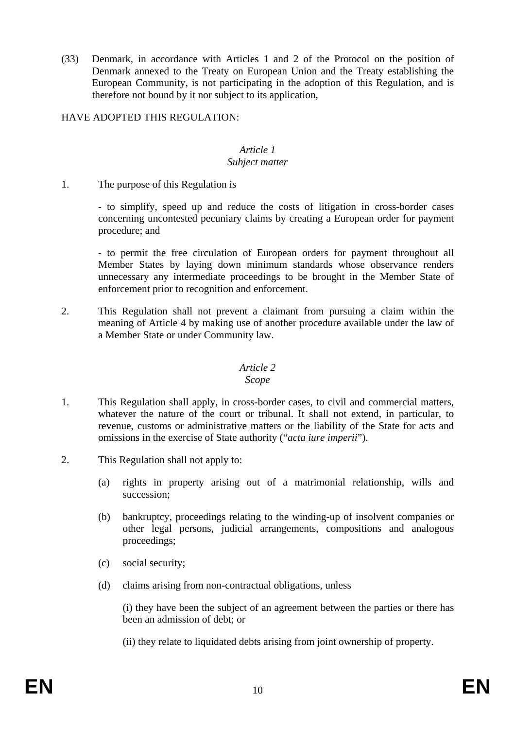(33) Denmark, in accordance with Articles 1 and 2 of the Protocol on the position of Denmark annexed to the Treaty on European Union and the Treaty establishing the European Community, is not participating in the adoption of this Regulation, and is therefore not bound by it nor subject to its application,

HAVE ADOPTED THIS REGULATION:

*Article 1*
*Subject matter*

1. The purpose of this Regulation is

   - to simplify, speed up and reduce the costs of litigation in cross-border cases concerning uncontested pecuniary claims by creating a European order for payment procedure; and

   - to permit the free circulation of European orders for payment throughout all Member States by laying down minimum standards whose observance renders unnecessary any intermediate proceedings to be brought in the Member State of enforcement prior to recognition and enforcement.

2. This Regulation shall not prevent a claimant from pursuing a claim within the meaning of Article 4 by making use of another procedure available under the law of a Member State or under Community law.

*Article 2*
*Scope*

1. This Regulation shall apply, in cross-border cases, to civil and commercial matters, whatever the nature of the court or tribunal. It shall not extend, in particular, to revenue, customs or administrative matters or the liability of the State for acts and omissions in the exercise of State authority ("*acta iure imperii*").

2. This Regulation shall not apply to:

   (a) rights in property arising out of a matrimonial relationship, wills and succession;

   (b) bankruptcy, proceedings relating to the winding-up of insolvent companies or other legal persons, judicial arrangements, compositions and analogous proceedings;

   (c) social security;

   (d) claims arising from non-contractual obligations, unless

      (i) they have been the subject of an agreement between the parties or there has been an admission of debt; or

      (ii) they relate to liquidated debts arising from joint ownership of property.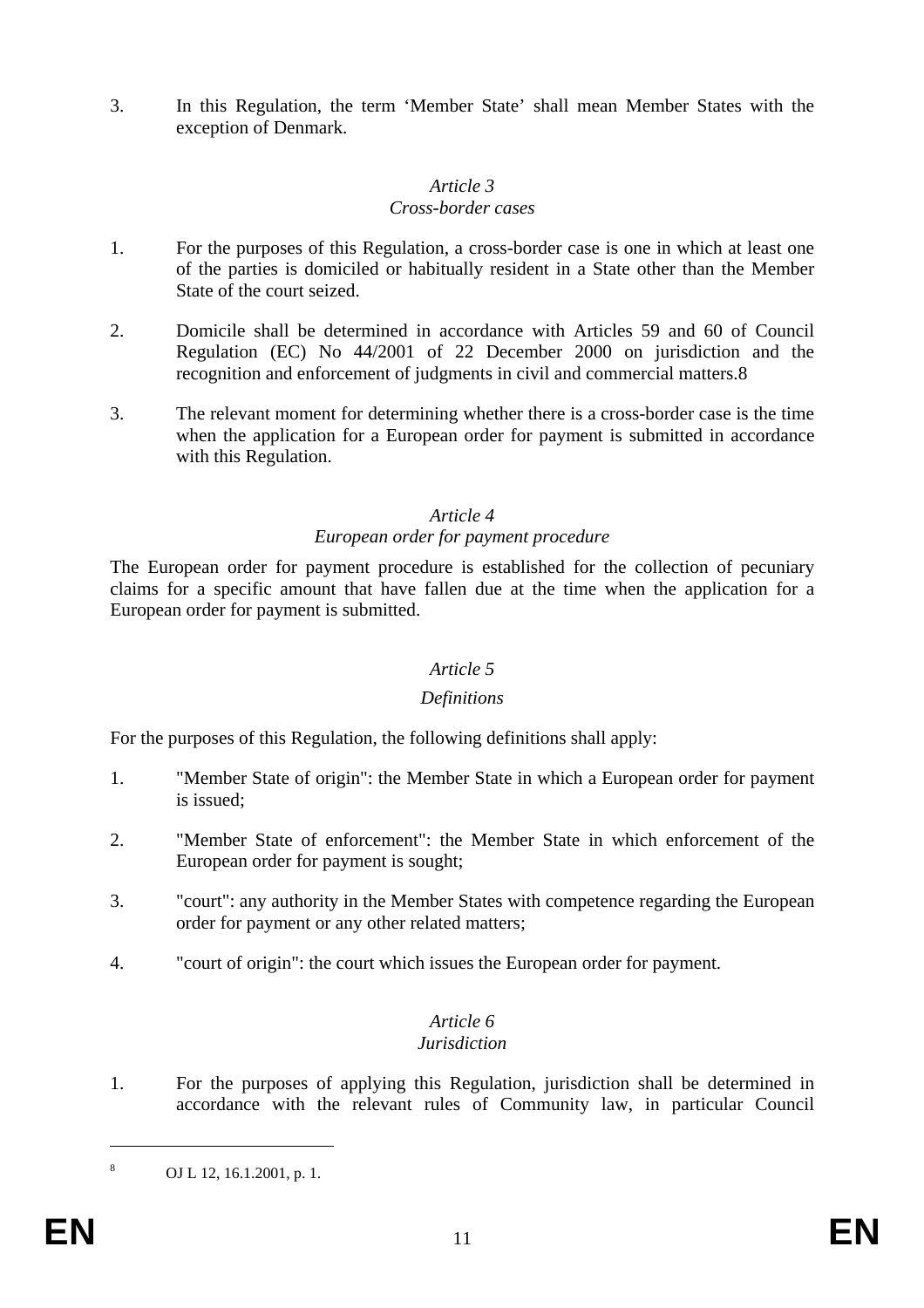3. In this Regulation, the term ‘Member State’ shall mean Member States with the exception of Denmark.

*Article 3*

*Cross-border cases*

1. For the purposes of this Regulation, a cross-border case is one in which at least one of the parties is domiciled or habitually resident in a State other than the Member State of the court seized.

2. Domicile shall be determined in accordance with Articles 59 and 60 of Council Regulation (EC) No 44/2001 of 22 December 2000 on jurisdiction and the recognition and enforcement of judgments in civil and commercial matters.[8]

3. The relevant moment for determining whether there is a cross-border case is the time when the application for a European order for payment is submitted in accordance with this Regulation.

*Article 4*

*European order for payment procedure*

The European order for payment procedure is established for the collection of pecuniary claims for a specific amount that have fallen due at the time when the application for a European order for payment is submitted.

*Article 5*

*Definitions*

For the purposes of this Regulation, the following definitions shall apply:

1. "Member State of origin": the Member State in which a European order for payment is issued;

2. "Member State of enforcement": the Member State in which enforcement of the European order for payment is sought;

3. "court": any authority in the Member States with competence regarding the European order for payment or any other related matters;

4. "court of origin": the court which issues the European order for payment.

*Article 6*

*Jurisdiction*

1. For the purposes of applying this Regulation, jurisdiction shall be determined in accordance with the relevant rules of Community law, in particular Council

[8] OJ L 12, 16.1.2001, p. 1.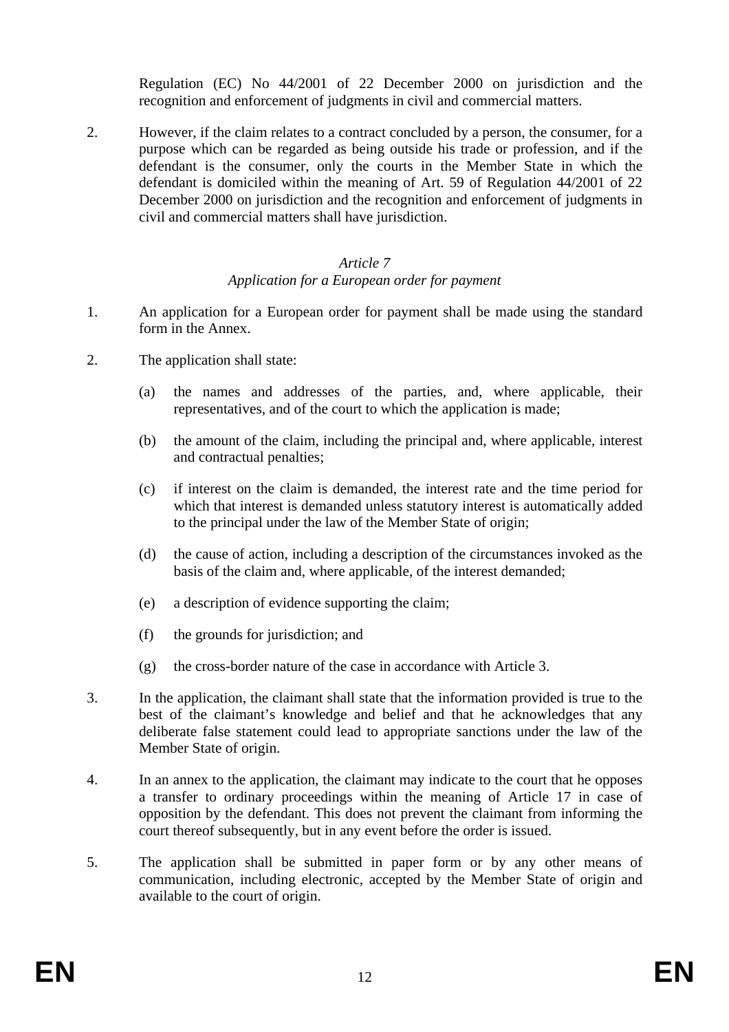Regulation (EC) No 44/2001 of 22 December 2000 on jurisdiction and the recognition and enforcement of judgments in civil and commercial matters.

2. However, if the claim relates to a contract concluded by a person, the consumer, for a purpose which can be regarded as being outside his trade or profession, and if the defendant is the consumer, only the courts in the Member State in which the defendant is domiciled within the meaning of Art. 59 of Regulation 44/2001 of 22 December 2000 on jurisdiction and the recognition and enforcement of judgments in civil and commercial matters shall have jurisdiction.

*Article 7*

*Application for a European order for payment*

1. An application for a European order for payment shall be made using the standard form in the Annex.

2. The application shall state:

   (a) the names and addresses of the parties, and, where applicable, their representatives, and of the court to which the application is made;

   (b) the amount of the claim, including the principal and, where applicable, interest and contractual penalties;

   (c) if interest on the claim is demanded, the interest rate and the time period for which that interest is demanded unless statutory interest is automatically added to the principal under the law of the Member State of origin;

   (d) the cause of action, including a description of the circumstances invoked as the basis of the claim and, where applicable, of the interest demanded;

   (e) a description of evidence supporting the claim;

   (f) the grounds for jurisdiction; and

   (g) the cross-border nature of the case in accordance with Article 3.

3. In the application, the claimant shall state that the information provided is true to the best of the claimant's knowledge and belief and that he acknowledges that any deliberate false statement could lead to appropriate sanctions under the law of the Member State of origin.

4. In an annex to the application, the claimant may indicate to the court that he opposes a transfer to ordinary proceedings within the meaning of Article 17 in case of opposition by the defendant. This does not prevent the claimant from informing the court thereof subsequently, but in any event before the order is issued.

5. The application shall be submitted in paper form or by any other means of communication, including electronic, accepted by the Member State of origin and available to the court of origin.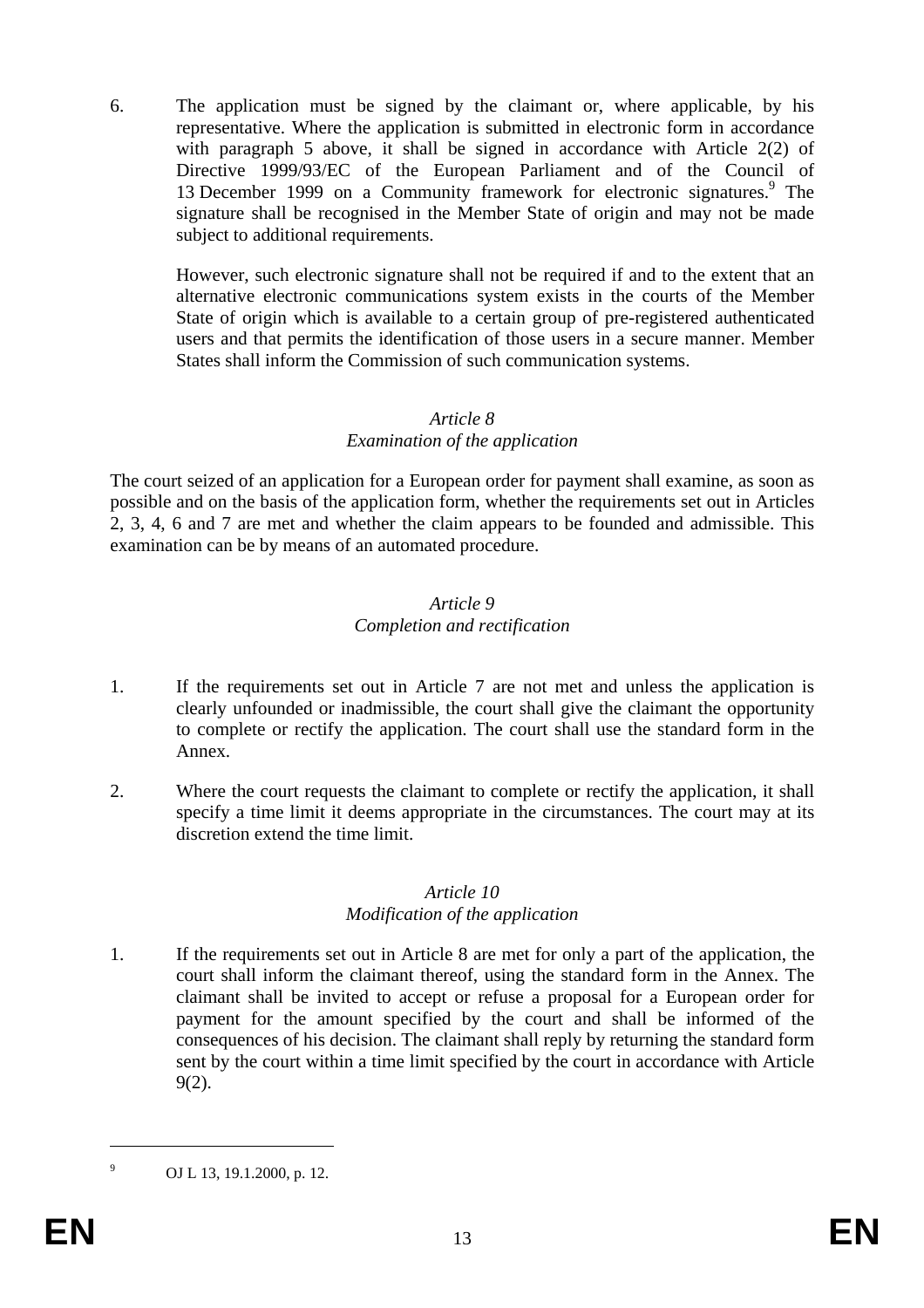6. The application must be signed by the claimant or, where applicable, by his representative. Where the application is submitted in electronic form in accordance with paragraph 5 above, it shall be signed in accordance with Article 2(2) of Directive 1999/93/EC of the European Parliament and of the Council of 13 December 1999 on a Community framework for electronic signatures.[9] The signature shall be recognised in the Member State of origin and may not be made subject to additional requirements.

   However, such electronic signature shall not be required if and to the extent that an alternative electronic communications system exists in the courts of the Member State of origin which is available to a certain group of pre-registered authenticated users and that permits the identification of those users in a secure manner. Member States shall inform the Commission of such communication systems.

*Article 8*
*Examination of the application*

The court seized of an application for a European order for payment shall examine, as soon as possible and on the basis of the application form, whether the requirements set out in Articles 2, 3, 4, 6 and 7 are met and whether the claim appears to be founded and admissible. This examination can be by means of an automated procedure.

*Article 9*
*Completion and rectification*

1. If the requirements set out in Article 7 are not met and unless the application is clearly unfounded or inadmissible, the court shall give the claimant the opportunity to complete or rectify the application. The court shall use the standard form in the Annex.

2. Where the court requests the claimant to complete or rectify the application, it shall specify a time limit it deems appropriate in the circumstances. The court may at its discretion extend the time limit.

*Article 10*
*Modification of the application*

1. If the requirements set out in Article 8 are met for only a part of the application, the court shall inform the claimant thereof, using the standard form in the Annex. The claimant shall be invited to accept or refuse a proposal for a European order for payment for the amount specified by the court and shall be informed of the consequences of his decision. The claimant shall reply by returning the standard form sent by the court within a time limit specified by the court in accordance with Article 9(2).

[9] OJ L 13, 19.1.2000, p. 12.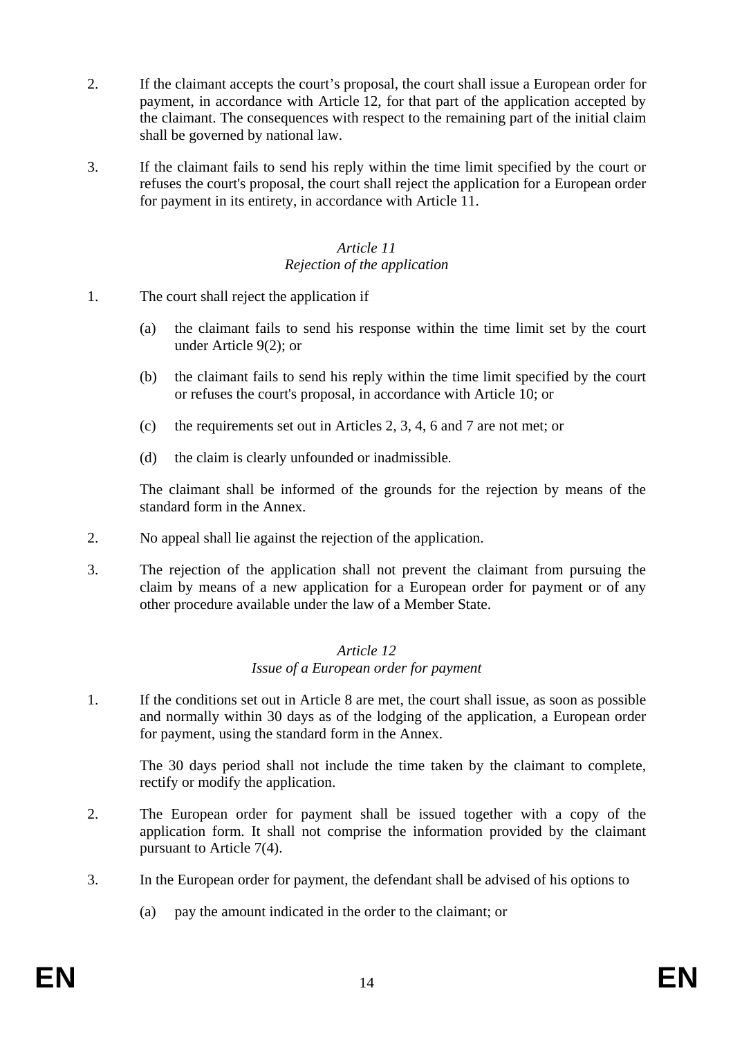2. If the claimant accepts the court's proposal, the court shall issue a European order for payment, in accordance with Article 12, for that part of the application accepted by the claimant. The consequences with respect to the remaining part of the initial claim shall be governed by national law.

3. If the claimant fails to send his reply within the time limit specified by the court or refuses the court's proposal, the court shall reject the application for a European order for payment in its entirety, in accordance with Article 11.

### *Article 11*
### *Rejection of the application*

1. The court shall reject the application if

   (a) the claimant fails to send his response within the time limit set by the court under Article 9(2); or

   (b) the claimant fails to send his reply within the time limit specified by the court or refuses the court's proposal, in accordance with Article 10; or

   (c) the requirements set out in Articles 2, 3, 4, 6 and 7 are not met; or

   (d) the claim is clearly unfounded or inadmissible.

   The claimant shall be informed of the grounds for the rejection by means of the standard form in the Annex.

2. No appeal shall lie against the rejection of the application.

3. The rejection of the application shall not prevent the claimant from pursuing the claim by means of a new application for a European order for payment or of any other procedure available under the law of a Member State.

### *Article 12*
### *Issue of a European order for payment*

1. If the conditions set out in Article 8 are met, the court shall issue, as soon as possible and normally within 30 days as of the lodging of the application, a European order for payment, using the standard form in the Annex.

   The 30 days period shall not include the time taken by the claimant to complete, rectify or modify the application.

2. The European order for payment shall be issued together with a copy of the application form. It shall not comprise the information provided by the claimant pursuant to Article 7(4).

3. In the European order for payment, the defendant shall be advised of his options to

   (a) pay the amount indicated in the order to the claimant; or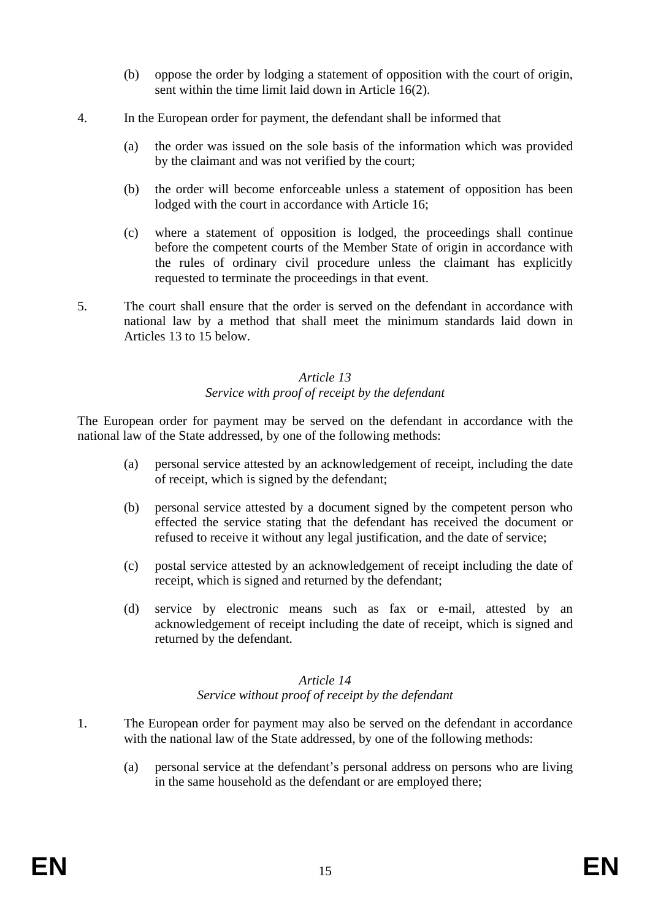(b) oppose the order by lodging a statement of opposition with the court of origin, sent within the time limit laid down in Article 16(2).

4. In the European order for payment, the defendant shall be informed that

(a) the order was issued on the sole basis of the information which was provided by the claimant and was not verified by the court;

(b) the order will become enforceable unless a statement of opposition has been lodged with the court in accordance with Article 16;

(c) where a statement of opposition is lodged, the proceedings shall continue before the competent courts of the Member State of origin in accordance with the rules of ordinary civil procedure unless the claimant has explicitly requested to terminate the proceedings in that event.

5. The court shall ensure that the order is served on the defendant in accordance with national law by a method that shall meet the minimum standards laid down in Articles 13 to 15 below.

### *Article 13*
### *Service with proof of receipt by the defendant*

The European order for payment may be served on the defendant in accordance with the national law of the State addressed, by one of the following methods:

(a) personal service attested by an acknowledgement of receipt, including the date of receipt, which is signed by the defendant;

(b) personal service attested by a document signed by the competent person who effected the service stating that the defendant has received the document or refused to receive it without any legal justification, and the date of service;

(c) postal service attested by an acknowledgement of receipt including the date of receipt, which is signed and returned by the defendant;

(d) service by electronic means such as fax or e-mail, attested by an acknowledgement of receipt including the date of receipt, which is signed and returned by the defendant.

### *Article 14*
### *Service without proof of receipt by the defendant*

1. The European order for payment may also be served on the defendant in accordance with the national law of the State addressed, by one of the following methods:

(a) personal service at the defendant's personal address on persons who are living in the same household as the defendant or are employed there;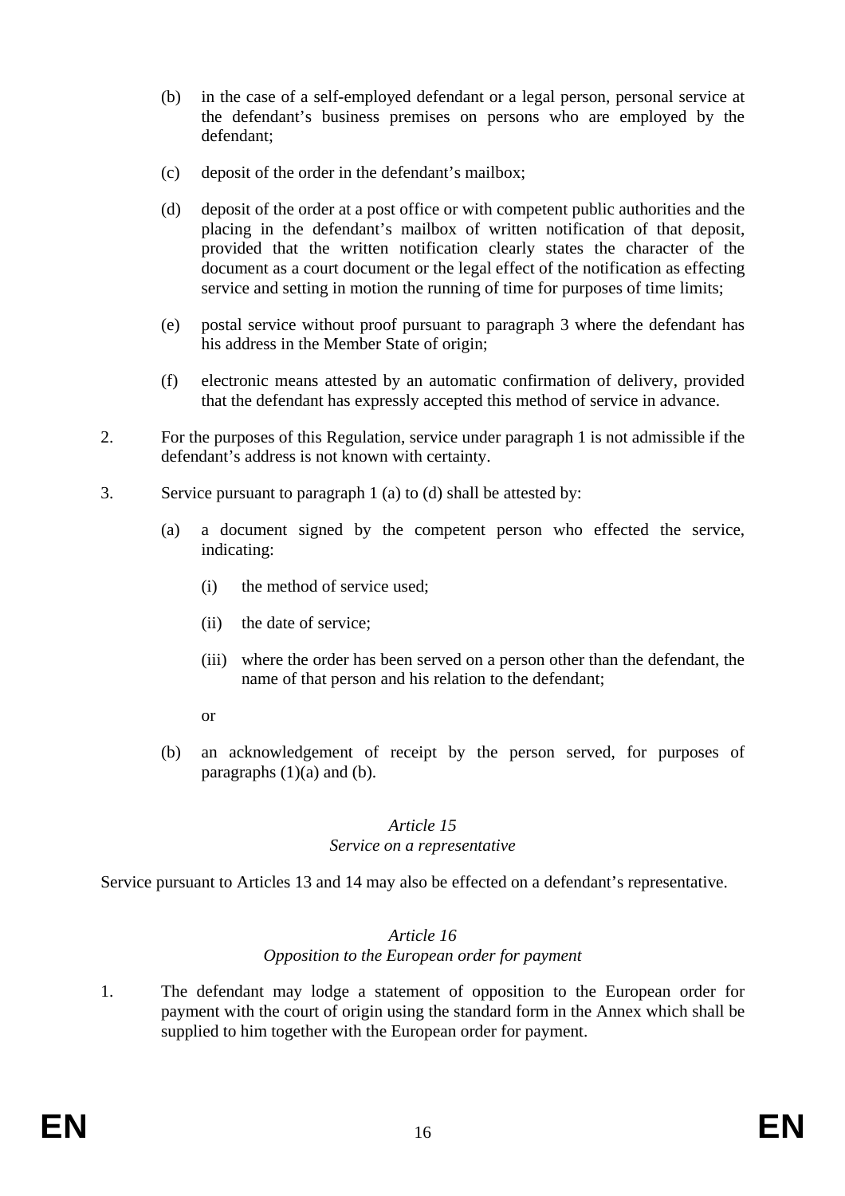(b) in the case of a self-employed defendant or a legal person, personal service at the defendant's business premises on persons who are employed by the defendant;

(c) deposit of the order in the defendant's mailbox;

(d) deposit of the order at a post office or with competent public authorities and the placing in the defendant's mailbox of written notification of that deposit, provided that the written notification clearly states the character of the document as a court document or the legal effect of the notification as effecting service and setting in motion the running of time for purposes of time limits;

(e) postal service without proof pursuant to paragraph 3 where the defendant has his address in the Member State of origin;

(f) electronic means attested by an automatic confirmation of delivery, provided that the defendant has expressly accepted this method of service in advance.

2. For the purposes of this Regulation, service under paragraph 1 is not admissible if the defendant's address is not known with certainty.

3. Service pursuant to paragraph 1 (a) to (d) shall be attested by:

(a) a document signed by the competent person who effected the service, indicating:

(i) the method of service used;

(ii) the date of service;

(iii) where the order has been served on a person other than the defendant, the name of that person and his relation to the defendant;

or

(b) an acknowledgement of receipt by the person served, for purposes of paragraphs (1)(a) and (b).

*Article 15*
*Service on a representative*

Service pursuant to Articles 13 and 14 may also be effected on a defendant's representative.

*Article 16*
*Opposition to the European order for payment*

1. The defendant may lodge a statement of opposition to the European order for payment with the court of origin using the standard form in the Annex which shall be supplied to him together with the European order for payment.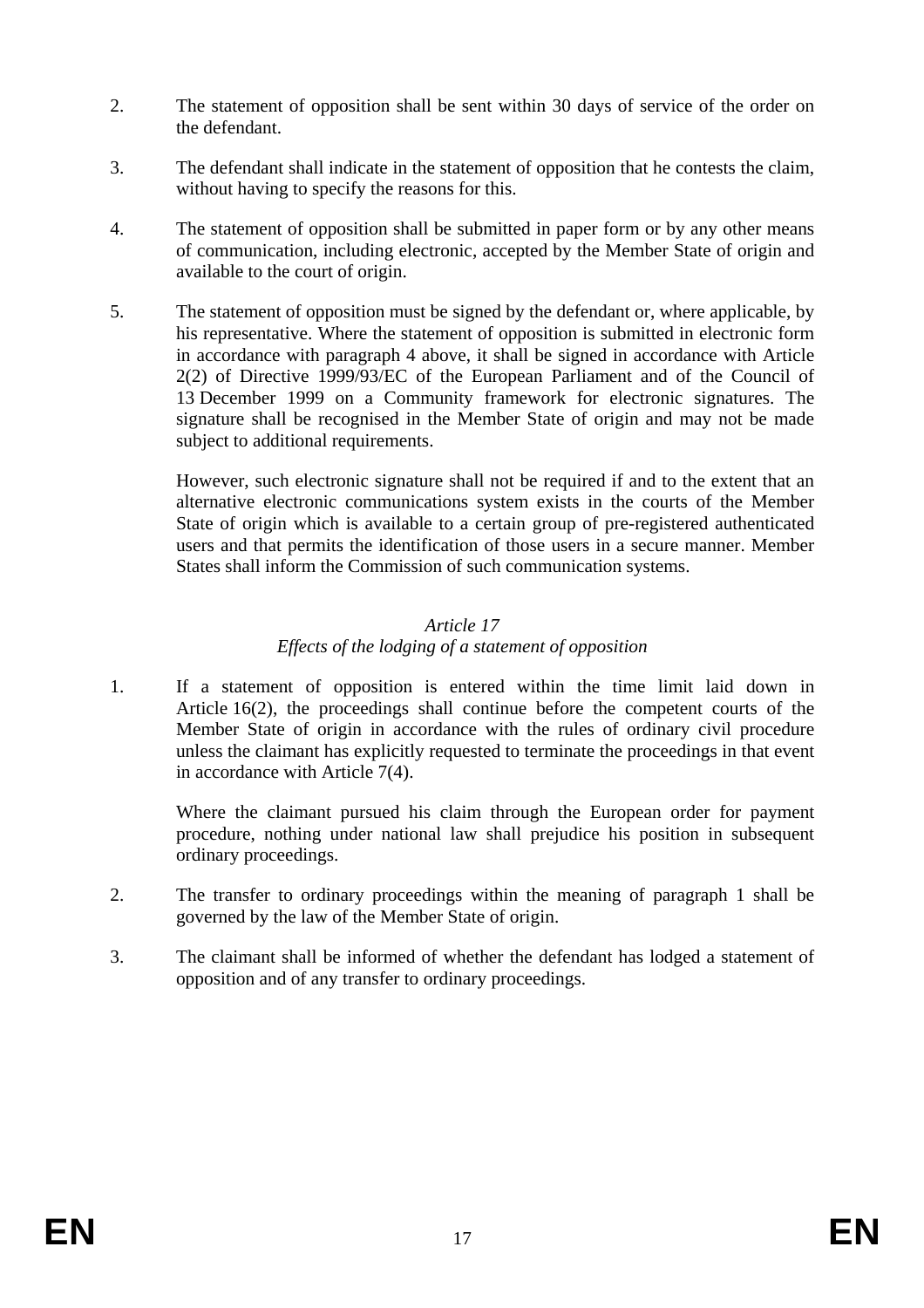2. The statement of opposition shall be sent within 30 days of service of the order on the defendant.

3. The defendant shall indicate in the statement of opposition that he contests the claim, without having to specify the reasons for this.

4. The statement of opposition shall be submitted in paper form or by any other means of communication, including electronic, accepted by the Member State of origin and available to the court of origin.

5. The statement of opposition must be signed by the defendant or, where applicable, by his representative. Where the statement of opposition is submitted in electronic form in accordance with paragraph 4 above, it shall be signed in accordance with Article 2(2) of Directive 1999/93/EC of the European Parliament and of the Council of 13 December 1999 on a Community framework for electronic signatures. The signature shall be recognised in the Member State of origin and may not be made subject to additional requirements.

   However, such electronic signature shall not be required if and to the extent that an alternative electronic communications system exists in the courts of the Member State of origin which is available to a certain group of pre-registered authenticated users and that permits the identification of those users in a secure manner. Member States shall inform the Commission of such communication systems.

### *Article 17*
### *Effects of the lodging of a statement of opposition*

1. If a statement of opposition is entered within the time limit laid down in Article 16(2), the proceedings shall continue before the competent courts of the Member State of origin in accordance with the rules of ordinary civil procedure unless the claimant has explicitly requested to terminate the proceedings in that event in accordance with Article 7(4).

   Where the claimant pursued his claim through the European order for payment procedure, nothing under national law shall prejudice his position in subsequent ordinary proceedings.

2. The transfer to ordinary proceedings within the meaning of paragraph 1 shall be governed by the law of the Member State of origin.

3. The claimant shall be informed of whether the defendant has lodged a statement of opposition and of any transfer to ordinary proceedings.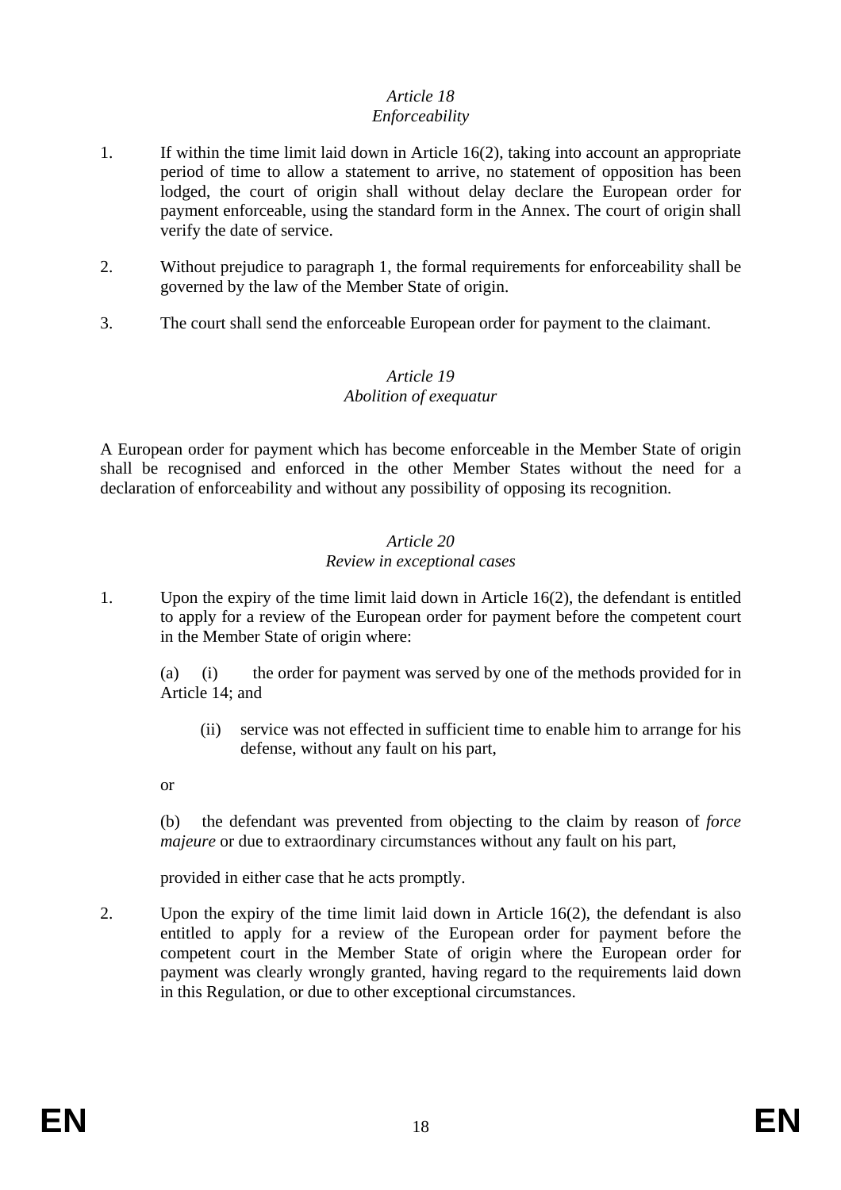*Article 18*
*Enforceability*

1. If within the time limit laid down in Article 16(2), taking into account an appropriate period of time to allow a statement to arrive, no statement of opposition has been lodged, the court of origin shall without delay declare the European order for payment enforceable, using the standard form in the Annex. The court of origin shall verify the date of service.

2. Without prejudice to paragraph 1, the formal requirements for enforceability shall be governed by the law of the Member State of origin.

3. The court shall send the enforceable European order for payment to the claimant.

*Article 19*
*Abolition of exequatur*

A European order for payment which has become enforceable in the Member State of origin shall be recognised and enforced in the other Member States without the need for a declaration of enforceability and without any possibility of opposing its recognition.

*Article 20*
*Review in exceptional cases*

1. Upon the expiry of the time limit laid down in Article 16(2), the defendant is entitled to apply for a review of the European order for payment before the competent court in the Member State of origin where:

   (a) (i) the order for payment was served by one of the methods provided for in Article 14; and

   (ii) service was not effected in sufficient time to enable him to arrange for his defense, without any fault on his part,

   or

   (b) the defendant was prevented from objecting to the claim by reason of *force majeure* or due to extraordinary circumstances without any fault on his part,

   provided in either case that he acts promptly.

2. Upon the expiry of the time limit laid down in Article 16(2), the defendant is also entitled to apply for a review of the European order for payment before the competent court in the Member State of origin where the European order for payment was clearly wrongly granted, having regard to the requirements laid down in this Regulation, or due to other exceptional circumstances.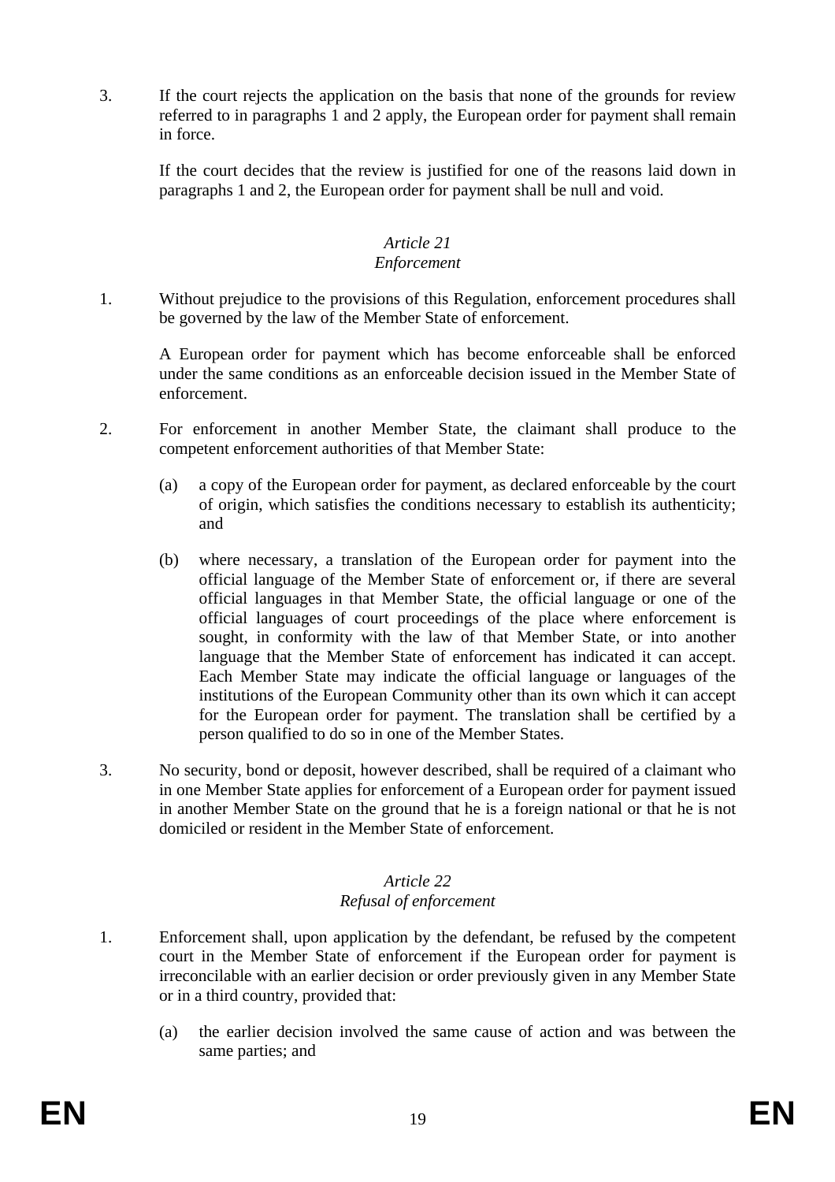3. If the court rejects the application on the basis that none of the grounds for review referred to in paragraphs 1 and 2 apply, the European order for payment shall remain in force.

   If the court decides that the review is justified for one of the reasons laid down in paragraphs 1 and 2, the European order for payment shall be null and void.

*Article 21*
*Enforcement*

1. Without prejudice to the provisions of this Regulation, enforcement procedures shall be governed by the law of the Member State of enforcement.

   A European order for payment which has become enforceable shall be enforced under the same conditions as an enforceable decision issued in the Member State of enforcement.

2. For enforcement in another Member State, the claimant shall produce to the competent enforcement authorities of that Member State:

   (a) a copy of the European order for payment, as declared enforceable by the court of origin, which satisfies the conditions necessary to establish its authenticity; and

   (b) where necessary, a translation of the European order for payment into the official language of the Member State of enforcement or, if there are several official languages in that Member State, the official language or one of the official languages of court proceedings of the place where enforcement is sought, in conformity with the law of that Member State, or into another language that the Member State of enforcement has indicated it can accept. Each Member State may indicate the official language or languages of the institutions of the European Community other than its own which it can accept for the European order for payment. The translation shall be certified by a person qualified to do so in one of the Member States.

3. No security, bond or deposit, however described, shall be required of a claimant who in one Member State applies for enforcement of a European order for payment issued in another Member State on the ground that he is a foreign national or that he is not domiciled or resident in the Member State of enforcement.

*Article 22*
*Refusal of enforcement*

1. Enforcement shall, upon application by the defendant, be refused by the competent court in the Member State of enforcement if the European order for payment is irreconcilable with an earlier decision or order previously given in any Member State or in a third country, provided that:

   (a) the earlier decision involved the same cause of action and was between the same parties; and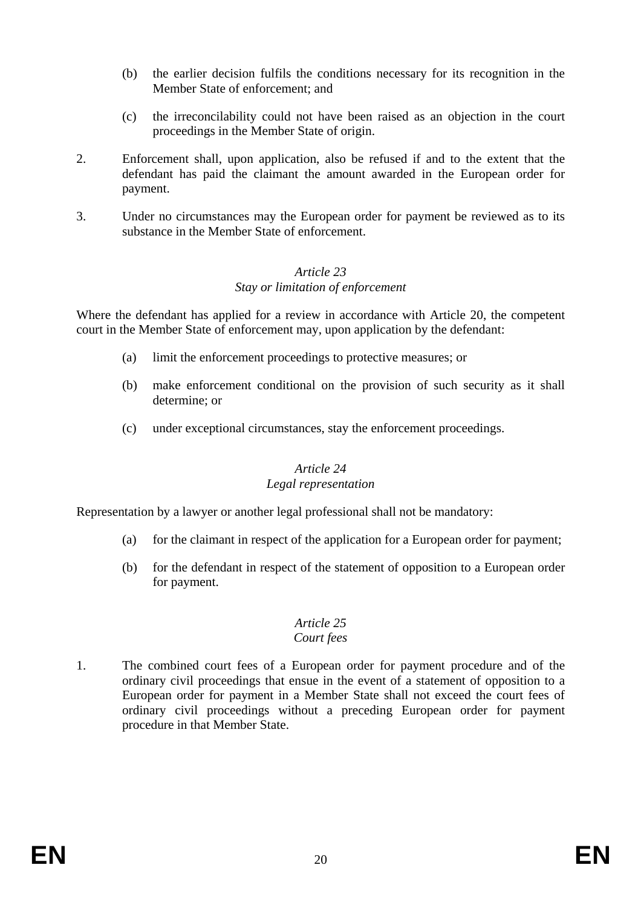(b) the earlier decision fulfils the conditions necessary for its recognition in the Member State of enforcement; and

(c) the irreconcilability could not have been raised as an objection in the court proceedings in the Member State of origin.

2. Enforcement shall, upon application, also be refused if and to the extent that the defendant has paid the claimant the amount awarded in the European order for payment.

3. Under no circumstances may the European order for payment be reviewed as to its substance in the Member State of enforcement.

*Article 23*
*Stay or limitation of enforcement*

Where the defendant has applied for a review in accordance with Article 20, the competent court in the Member State of enforcement may, upon application by the defendant:

(a) limit the enforcement proceedings to protective measures; or

(b) make enforcement conditional on the provision of such security as it shall determine; or

(c) under exceptional circumstances, stay the enforcement proceedings.

*Article 24*
*Legal representation*

Representation by a lawyer or another legal professional shall not be mandatory:

(a) for the claimant in respect of the application for a European order for payment;

(b) for the defendant in respect of the statement of opposition to a European order for payment.

*Article 25*
*Court fees*

1. The combined court fees of a European order for payment procedure and of the ordinary civil proceedings that ensue in the event of a statement of opposition to a European order for payment in a Member State shall not exceed the court fees of ordinary civil proceedings without a preceding European order for payment procedure in that Member State.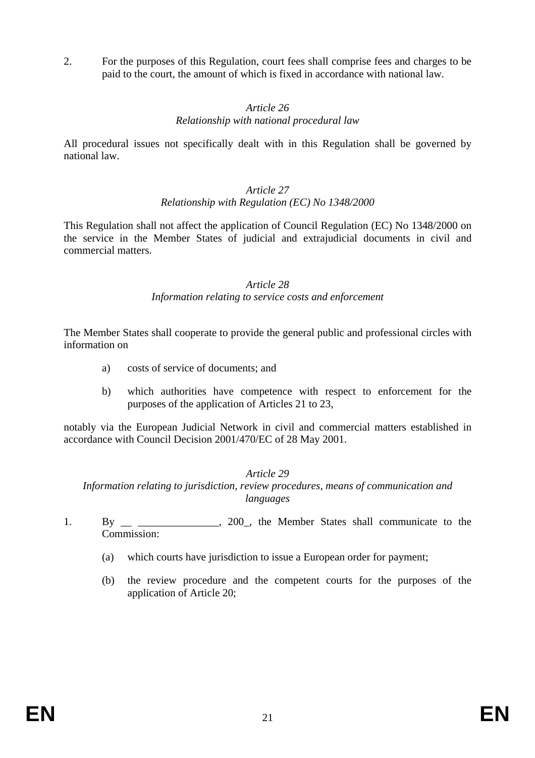2. For the purposes of this Regulation, court fees shall comprise fees and charges to be paid to the court, the amount of which is fixed in accordance with national law.

*Article 26*
*Relationship with national procedural law*

All procedural issues not specifically dealt with in this Regulation shall be governed by national law.

*Article 27*
*Relationship with Regulation (EC) No 1348/2000*

This Regulation shall not affect the application of Council Regulation (EC) No 1348/2000 on the service in the Member States of judicial and extrajudicial documents in civil and commercial matters.

*Article 28*
*Information relating to service costs and enforcement*

The Member States shall cooperate to provide the general public and professional circles with information on

a) costs of service of documents; and

b) which authorities have competence with respect to enforcement for the purposes of the application of Articles 21 to 23,

notably via the European Judicial Network in civil and commercial matters established in accordance with Council Decision 2001/470/EC of 28 May 2001.

*Article 29*
*Information relating to jurisdiction, review procedures, means of communication and languages*

1. By __ _______________, 200_, the Member States shall communicate to the Commission:

   (a) which courts have jurisdiction to issue a European order for payment;

   (b) the review procedure and the competent courts for the purposes of the application of Article 20;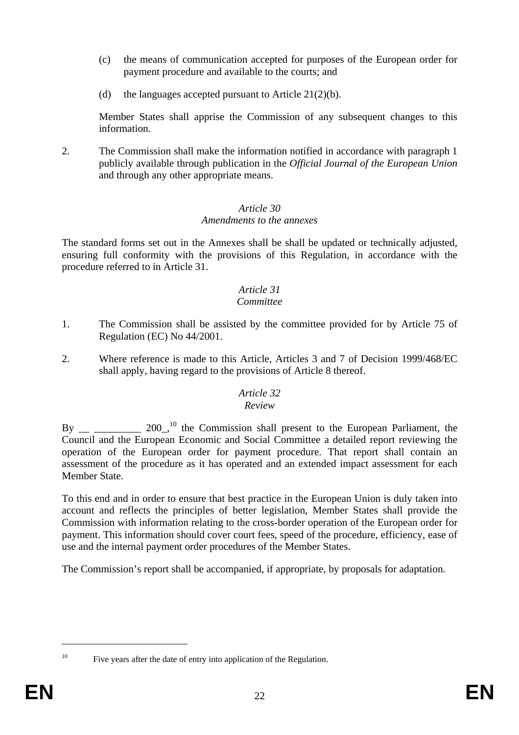(c) the means of communication accepted for purposes of the European order for payment procedure and available to the courts; and

(d) the languages accepted pursuant to Article 21(2)(b).

Member States shall apprise the Commission of any subsequent changes to this information.

2. The Commission shall make the information notified in accordance with paragraph 1 publicly available through publication in the *Official Journal of the European Union* and through any other appropriate means.

*Article 30*
*Amendments to the annexes*

The standard forms set out in the Annexes shall be shall be updated or technically adjusted, ensuring full conformity with the provisions of this Regulation, in accordance with the procedure referred to in Article 31.

*Article 31*
*Committee*

1. The Commission shall be assisted by the committee provided for by Article 75 of Regulation (EC) No 44/2001.

2. Where reference is made to this Article, Articles 3 and 7 of Decision 1999/468/EC shall apply, having regard to the provisions of Article 8 thereof.

*Article 32*
*Review*

By __ _________ 200_,[10] the Commission shall present to the European Parliament, the Council and the European Economic and Social Committee a detailed report reviewing the operation of the European order for payment procedure. That report shall contain an assessment of the procedure as it has operated and an extended impact assessment for each Member State.

To this end and in order to ensure that best practice in the European Union is duly taken into account and reflects the principles of better legislation, Member States shall provide the Commission with information relating to the cross-border operation of the European order for payment. This information should cover court fees, speed of the procedure, efficiency, ease of use and the internal payment order procedures of the Member States.

The Commission's report shall be accompanied, if appropriate, by proposals for adaptation.

---

[10] Five years after the date of entry into application of the Regulation.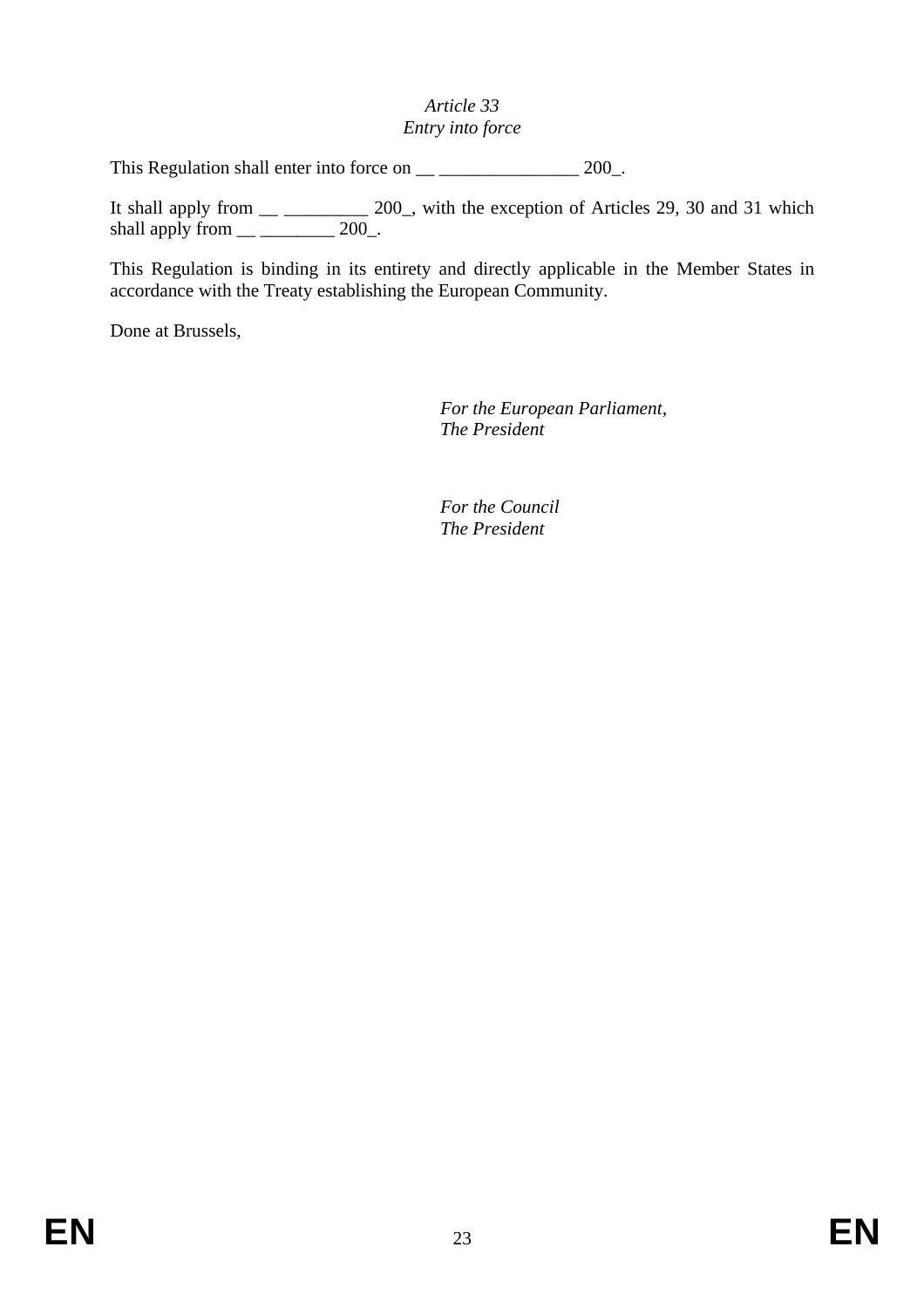*Article 33*
*Entry into force*

This Regulation shall enter into force on __ _______________ 200_.

It shall apply from __ _________ 200_, with the exception of Articles 29, 30 and 31 which shall apply from __ ________ 200_.

This Regulation is binding in its entirety and directly applicable in the Member States in accordance with the Treaty establishing the European Community.

Done at Brussels,

*For the European Parliament,*
*The President*

*For the Council*
*The President*